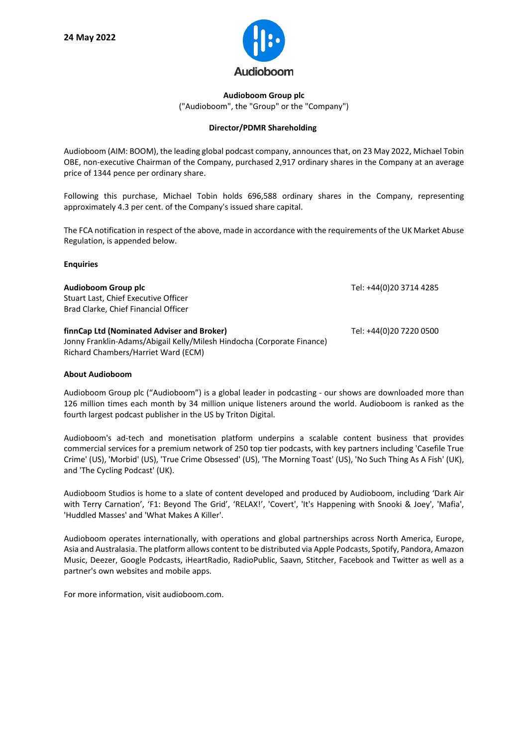**24 May 2022**

Audioboom

**Audioboom Group plc**

("Audioboom", the "Group" or the "Company")

**Director/PDMR Shareholding**

Audioboom (AIM: BOOM), the leading global podcast company, announces that, on 23 May 2022, Michael Tobin OBE, non-executive Chairman of the Company, purchased 2,917 ordinary shares in the Company at an average price of 1344 pence per ordinary share.

Following this purchase, Michael Tobin holds 696,588 ordinary shares in the Company, representing approximately 4.3 per cent. of the Company's issued share capital.

The FCA notification in respect of the above, made in accordance with the requirements of the UK Market Abuse Regulation, is appended below.

**Enquiries**

**Audioboom Group plc** Tel: +44(0)20 3714 4285
Stuart Last, Chief Executive Officer
Brad Clarke, Chief Financial Officer

**finnCap Ltd (Nominated Adviser and Broker)** Tel: +44(0)20 7220 0500
Jonny Franklin-Adams/Abigail Kelly/Milesh Hindocha (Corporate Finance)
Richard Chambers/Harriet Ward (ECM)

**About Audioboom**

Audioboom Group plc ("Audioboom") is a global leader in podcasting - our shows are downloaded more than 126 million times each month by 34 million unique listeners around the world. Audioboom is ranked as the fourth largest podcast publisher in the US by Triton Digital.

Audioboom's ad-tech and monetisation platform underpins a scalable content business that provides commercial services for a premium network of 250 top tier podcasts, with key partners including 'Casefile True Crime' (US), 'Morbid' (US), 'True Crime Obsessed' (US), 'The Morning Toast' (US), 'No Such Thing As A Fish' (UK), and 'The Cycling Podcast' (UK).

Audioboom Studios is home to a slate of content developed and produced by Audioboom, including 'Dark Air with Terry Carnation', 'F1: Beyond The Grid', 'RELAX!', 'Covert', 'It's Happening with Snooki & Joey', 'Mafia', 'Huddled Masses' and 'What Makes A Killer'.

Audioboom operates internationally, with operations and global partnerships across North America, Europe, Asia and Australasia. The platform allows content to be distributed via Apple Podcasts, Spotify, Pandora, Amazon Music, Deezer, Google Podcasts, iHeartRadio, RadioPublic, Saavn, Stitcher, Facebook and Twitter as well as a partner's own websites and mobile apps.

For more information, visit audioboom.com.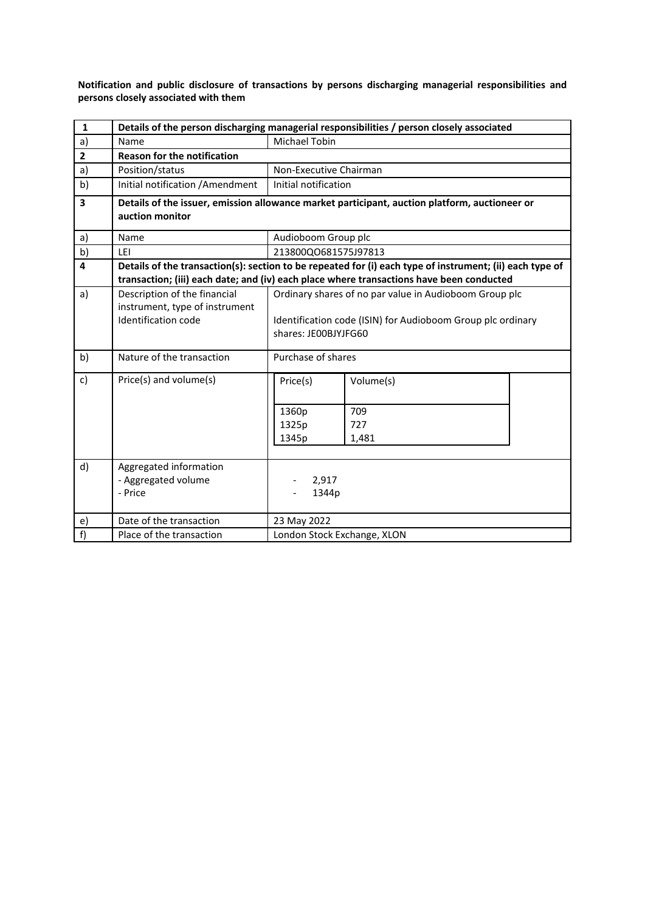**Notification and public disclosure of transactions by persons discharging managerial responsibilities and persons closely associated with them**

| | | |
|---|---|---|
| **1** | **Details of the person discharging managerial responsibilities / person closely associated** | |
| a) | Name | Michael Tobin |
| **2** | **Reason for the notification** | |
| a) | Position/status | Non-Executive Chairman |
| b) | Initial notification /Amendment | Initial notification |
| **3** | **Details of the issuer, emission allowance market participant, auction platform, auctioneer or auction monitor** | |
| a) | Name | Audioboom Group plc |
| b) | LEI | 213800QO681575J97813 |
| **4** | **Details of the transaction(s): section to be repeated for (i) each type of instrument; (ii) each type of transaction; (iii) each date; and (iv) each place where transactions have been conducted** | |
| a) | Description of the financial instrument, type of instrument Identification code | Ordinary shares of no par value in Audioboom Group plc<br><br>Identification code (ISIN) for Audioboom Group plc ordinary shares: JE00BJYJFG60 |
| b) | Nature of the transaction | Purchase of shares |
| c) | Price(s) and volume(s) | Price(s) / Volume(s):<br>1360p / 709<br>1325p / 727<br>1345p / 1,481 |
| d) | Aggregated information<br>- Aggregated volume<br>- Price | - 2,917<br>- 1344p |
| e) | Date of the transaction | 23 May 2022 |
| f) | Place of the transaction | London Stock Exchange, XLON |

| Price(s) | Volume(s) |
|---|---|
| 1360p | 709 |
| 1325p | 727 |
| 1345p | 1,481 |